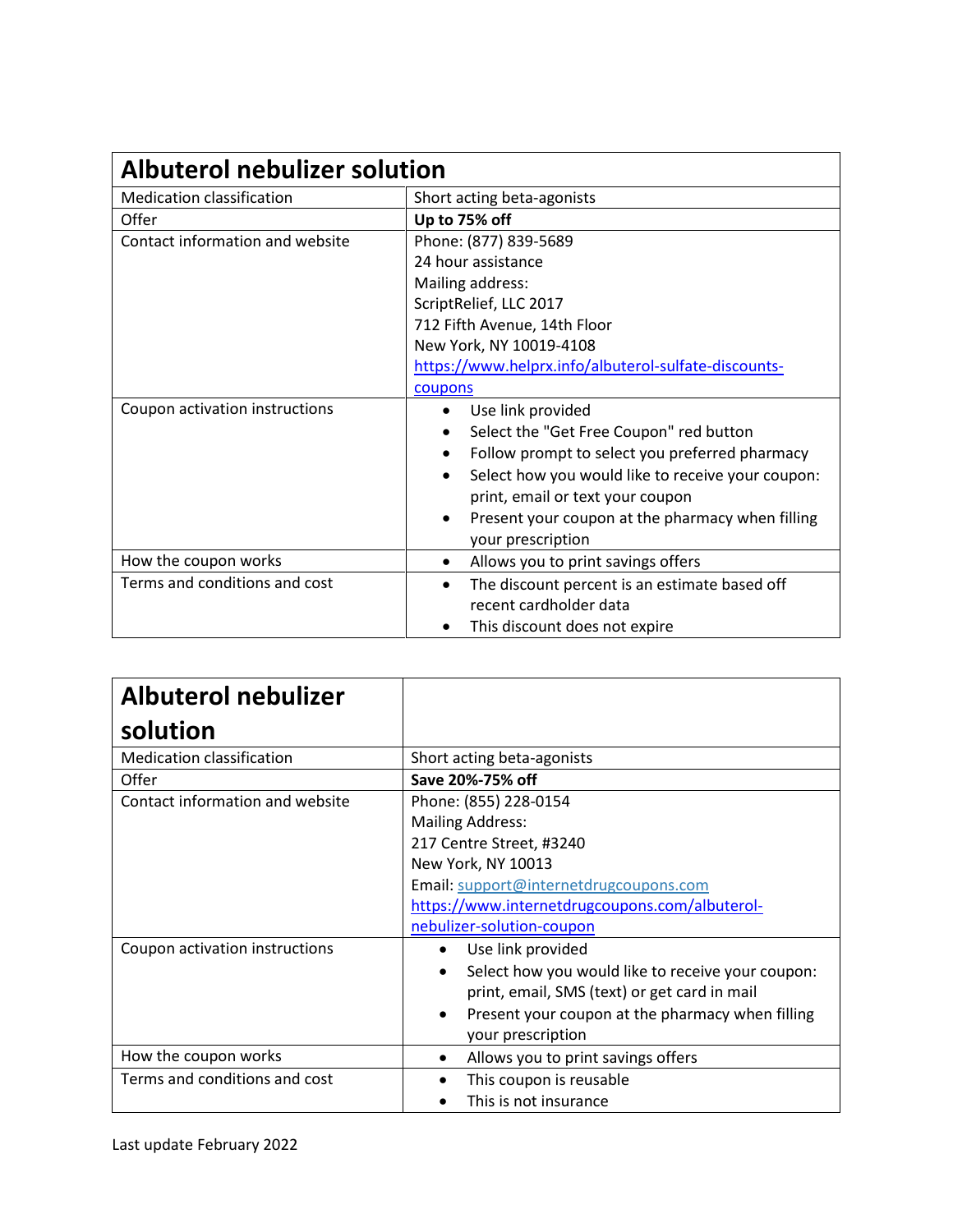| Albuterol nebulizer solution | |
|---|---|
| Medication classification | Short acting beta-agonists |
| Offer | **Up to 75% off** |
| Contact information and website | Phone: (877) 839-5689<br>24 hour assistance<br>Mailing address:<br>ScriptRelief, LLC 2017<br>712 Fifth Avenue, 14th Floor<br>New York, NY 10019-4108<br>https://www.helprx.info/albuterol-sulfate-discounts-coupons |
| Coupon activation instructions | • Use link provided<br>• Select the "Get Free Coupon" red button<br>• Follow prompt to select you preferred pharmacy<br>• Select how you would like to receive your coupon: print, email or text your coupon<br>• Present your coupon at the pharmacy when filling your prescription |
| How the coupon works | • Allows you to print savings offers |
| Terms and conditions and cost | • The discount percent is an estimate based off recent cardholder data<br>• This discount does not expire |

| Albuterol nebulizer solution | |
|---|---|
| Medication classification | Short acting beta-agonists |
| Offer | **Save 20%-75% off** |
| Contact information and website | Phone: (855) 228-0154<br>Mailing Address:<br>217 Centre Street, #3240<br>New York, NY 10013<br>Email: support@internetdrugcoupons.com<br>https://www.internetdrugcoupons.com/albuterol-nebulizer-solution-coupon |
| Coupon activation instructions | • Use link provided<br>• Select how you would like to receive your coupon: print, email, SMS (text) or get card in mail<br>• Present your coupon at the pharmacy when filling your prescription |
| How the coupon works | • Allows you to print savings offers |
| Terms and conditions and cost | • This coupon is reusable<br>• This is not insurance |

Last update February 2022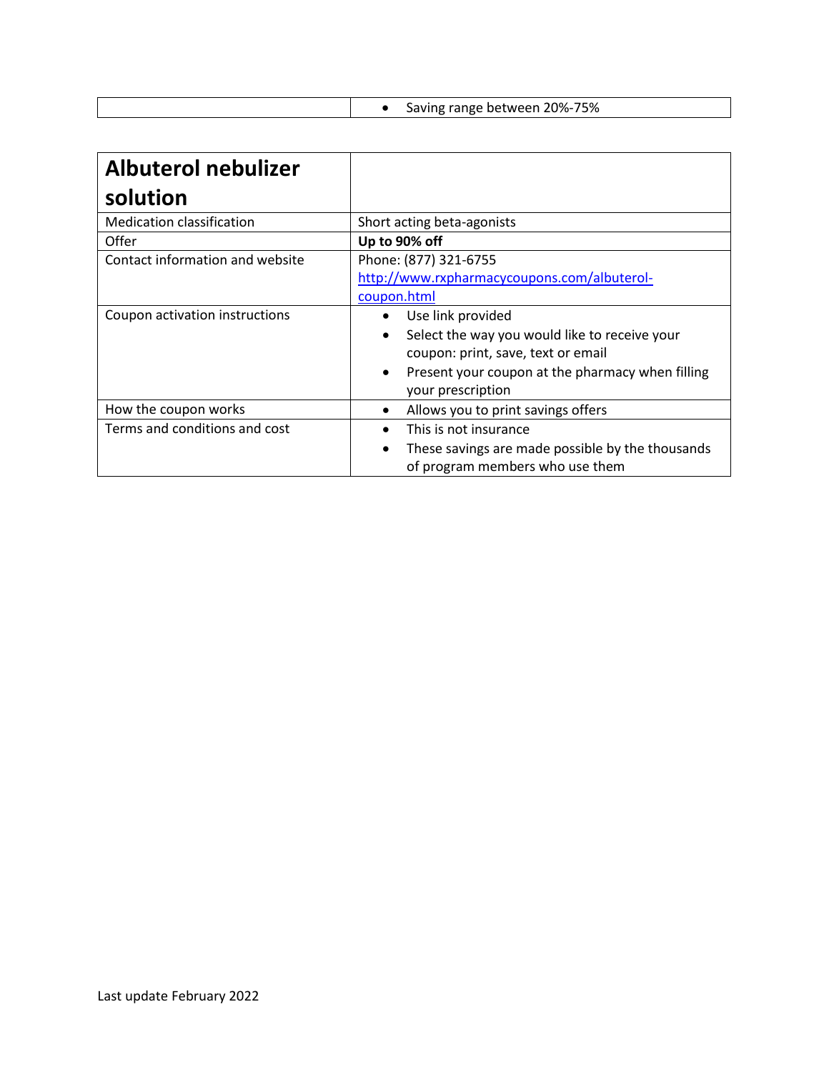| | |
|---|---|
| | • Saving range between 20%-75% |

| **Albuterol nebulizer solution** | |
|---|---|
| Medication classification | Short acting beta-agonists |
| Offer | **Up to 90% off** |
| Contact information and website | Phone: (877) 321-6755<br>http://www.rxpharmacycoupons.com/albuterol-coupon.html |
| Coupon activation instructions | • Use link provided<br>• Select the way you would like to receive your coupon: print, save, text or email<br>• Present your coupon at the pharmacy when filling your prescription |
| How the coupon works | • Allows you to print savings offers |
| Terms and conditions and cost | • This is not insurance<br>• These savings are made possible by the thousands of program members who use them |

Last update February 2022